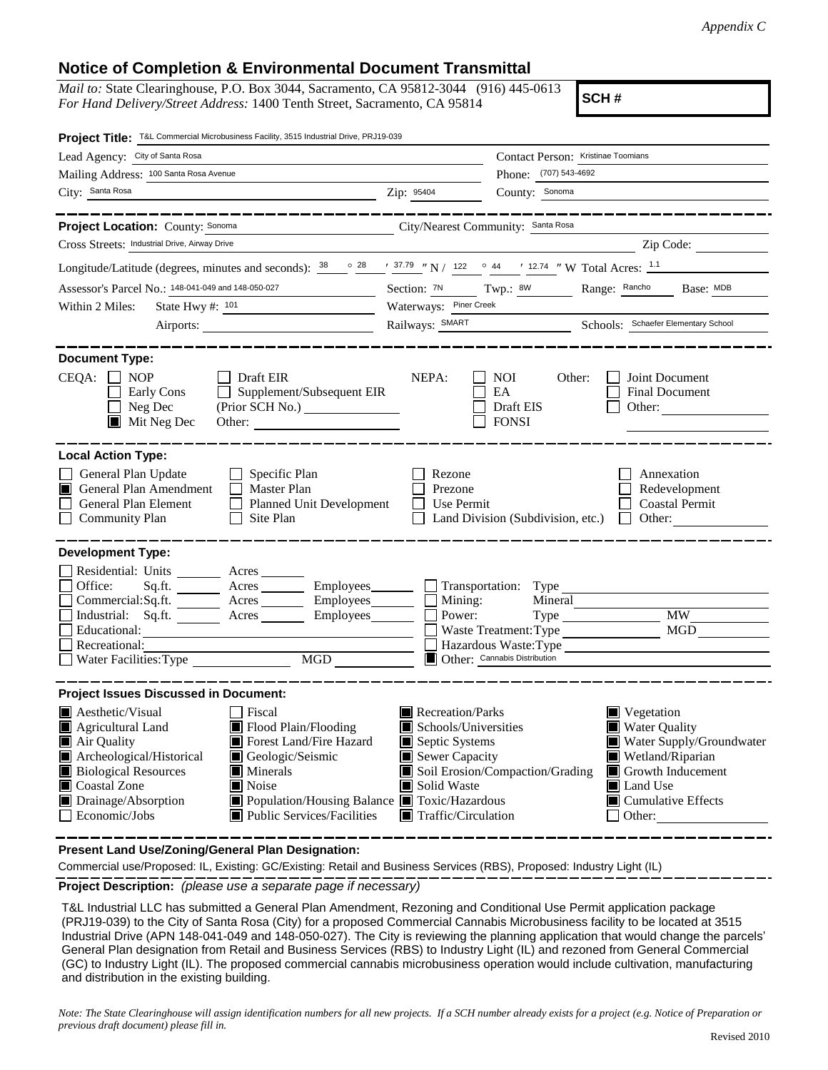*Appendix C*

# Notice of Completion & Environmental Document Transmittal

*Mail to:* State Clearinghouse, P.O. Box 3044, Sacramento, CA 95812-3044 (916) 445-0613
*For Hand Delivery/Street Address:* 1400 Tenth Street, Sacramento, CA 95814

**SCH #**

**Project Title:** T&L Commercial Microbusiness Facility, 3515 Industrial Drive, PRJ19-039

Lead Agency: City of Santa Rosa
Contact Person: Kristinae Toomians
Mailing Address: 100 Santa Rosa Avenue
Phone: (707) 543-4692
City: Santa Rosa
Zip: 95404
County: Sonoma

**Project Location:** County: Sonoma
City/Nearest Community: Santa Rosa
Cross Streets: Industrial Drive, Airway Drive
Zip Code:
Longitude/Latitude (degrees, minutes and seconds): 38 ° 28 ′ 37.79 ″ N / 122 ° 44 ′ 12.74 ″ W Total Acres: 1.1
Assessor's Parcel No.: 148-041-049 and 148-050-027
Section: 7N Twp.: 8W Range: Rancho Base: MDB
Within 2 Miles: State Hwy #: 101
Waterways: Piner Creek
Airports:
Railways: SMART
Schools: Schaefer Elementary School

**Document Type:**

CEQA:
- [ ] NOP
- [ ] Early Cons
- [ ] Neg Dec
- [x] Mit Neg Dec
- [ ] Draft EIR
- [ ] Supplement/Subsequent EIR (Prior SCH No.)
- Other:

NEPA:
- [ ] NOI
- [ ] EA
- [ ] Draft EIS
- [ ] FONSI

Other:
- [ ] Joint Document
- [ ] Final Document
- [ ] Other:

**Local Action Type:**

- [ ] General Plan Update
- [x] General Plan Amendment
- [ ] General Plan Element
- [ ] Community Plan
- [ ] Specific Plan
- [ ] Master Plan
- [ ] Planned Unit Development
- [ ] Site Plan
- [ ] Rezone
- [ ] Prezone
- [ ] Use Permit
- [ ] Land Division (Subdivision, etc.)
- [ ] Annexation
- [ ] Redevelopment
- [ ] Coastal Permit
- [ ] Other:

**Development Type:**

- [ ] Residential: Units ___ Acres ___
- [ ] Office: Sq.ft. ___ Acres ___ Employees ___
- [ ] Commercial: Sq.ft. ___ Acres ___ Employees ___
- [ ] Industrial: Sq.ft. ___ Acres ___ Employees ___
- [ ] Educational:
- [ ] Recreational:
- [ ] Water Facilities: Type ___ MGD ___
- [ ] Transportation: Type
- [ ] Mining: Mineral
- [ ] Power: Type ___ MW
- [ ] Waste Treatment: Type ___ MGD
- [ ] Hazardous Waste: Type
- [x] Other: Cannabis Distribution

**Project Issues Discussed in Document:**

- [x] Aesthetic/Visual
- [x] Agricultural Land
- [x] Air Quality
- [x] Archeological/Historical
- [x] Biological Resources
- [x] Coastal Zone
- [x] Drainage/Absorption
- [ ] Economic/Jobs
- [ ] Fiscal
- [x] Flood Plain/Flooding
- [x] Forest Land/Fire Hazard
- [x] Geologic/Seismic
- [x] Minerals
- [x] Noise
- [x] Population/Housing Balance
- [x] Public Services/Facilities
- [x] Recreation/Parks
- [x] Schools/Universities
- [x] Septic Systems
- [x] Sewer Capacity
- [x] Soil Erosion/Compaction/Grading
- [x] Solid Waste
- [x] Toxic/Hazardous
- [x] Traffic/Circulation
- [x] Vegetation
- [x] Water Quality
- [x] Water Supply/Groundwater
- [x] Wetland/Riparian
- [x] Growth Inducement
- [x] Land Use
- [x] Cumulative Effects
- [ ] Other:

**Present Land Use/Zoning/General Plan Designation:**

Commercial use/Proposed: IL, Existing: GC/Existing: Retail and Business Services (RBS), Proposed: Industry Light (IL)

**Project Description:** *(please use a separate page if necessary)*

T&L Industrial LLC has submitted a General Plan Amendment, Rezoning and Conditional Use Permit application package (PRJ19-039) to the City of Santa Rosa (City) for a proposed Commercial Cannabis Microbusiness facility to be located at 3515 Industrial Drive (APN 148-041-049 and 148-050-027). The City is reviewing the planning application that would change the parcels' General Plan designation from Retail and Business Services (RBS) to Industry Light (IL) and rezoned from General Commercial (GC) to Industry Light (IL). The proposed commercial cannabis microbusiness operation would include cultivation, manufacturing and distribution in the existing building.

*Note: The State Clearinghouse will assign identification numbers for all new projects. If a SCH number already exists for a project (e.g. Notice of Preparation or previous draft document) please fill in.*

Revised 2010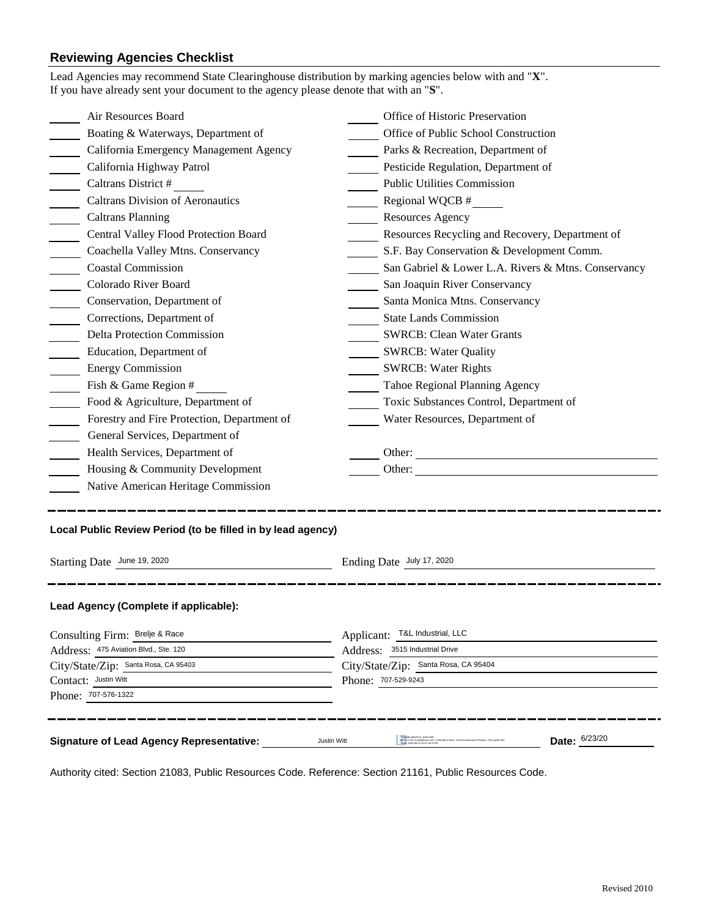## Reviewing Agencies Checklist

Lead Agencies may recommend State Clearinghouse distribution by marking agencies below with and "**X**".
If you have already sent your document to the agency please denote that with an "**S**".

| | |
|---|---|
| _____ Air Resources Board | _____ Office of Historic Preservation |
| _____ Boating & Waterways, Department of | _____ Office of Public School Construction |
| _____ California Emergency Management Agency | _____ Parks & Recreation, Department of |
| _____ California Highway Patrol | _____ Pesticide Regulation, Department of |
| _____ Caltrans District # _____ | _____ Public Utilities Commission |
| _____ Caltrans Division of Aeronautics | _____ Regional WQCB # _____ |
| _____ Caltrans Planning | _____ Resources Agency |
| _____ Central Valley Flood Protection Board | _____ Resources Recycling and Recovery, Department of |
| _____ Coachella Valley Mtns. Conservancy | _____ S.F. Bay Conservation & Development Comm. |
| _____ Coastal Commission | _____ San Gabriel & Lower L.A. Rivers & Mtns. Conservancy |
| _____ Colorado River Board | _____ San Joaquin River Conservancy |
| _____ Conservation, Department of | _____ Santa Monica Mtns. Conservancy |
| _____ Corrections, Department of | _____ State Lands Commission |
| _____ Delta Protection Commission | _____ SWRCB: Clean Water Grants |
| _____ Education, Department of | _____ SWRCB: Water Quality |
| _____ Energy Commission | _____ SWRCB: Water Rights |
| _____ Fish & Game Region # _____ | _____ Tahoe Regional Planning Agency |
| _____ Food & Agriculture, Department of | _____ Toxic Substances Control, Department of |
| _____ Forestry and Fire Protection, Department of | _____ Water Resources, Department of |
| _____ General Services, Department of | |
| _____ Health Services, Department of | _____ Other: _____ |
| _____ Housing & Community Development | _____ Other: _____ |
| _____ Native American Heritage Commission | |

---

### Local Public Review Period (to be filled in by lead agency)

Starting Date June 19, 2020 Ending Date July 17, 2020

---

### Lead Agency (Complete if applicable):

| | |
|---|---|
| Consulting Firm: Brelje & Race | Applicant: T&L Industrial, LLC |
| Address: 475 Aviation Blvd., Ste. 120 | Address: 3515 Industrial Drive |
| City/State/Zip: Santa Rosa, CA 95403 | City/State/Zip: Santa Rosa, CA 95404 |
| Contact: Justin Witt | Phone: 707-529-9243 |
| Phone: 707-576-1322 | |

---

**Signature of Lead Agency Representative:** Justin Witt **Date:** 6/23/20

Authority cited: Section 21083, Public Resources Code. Reference: Section 21161, Public Resources Code.

Revised 2010